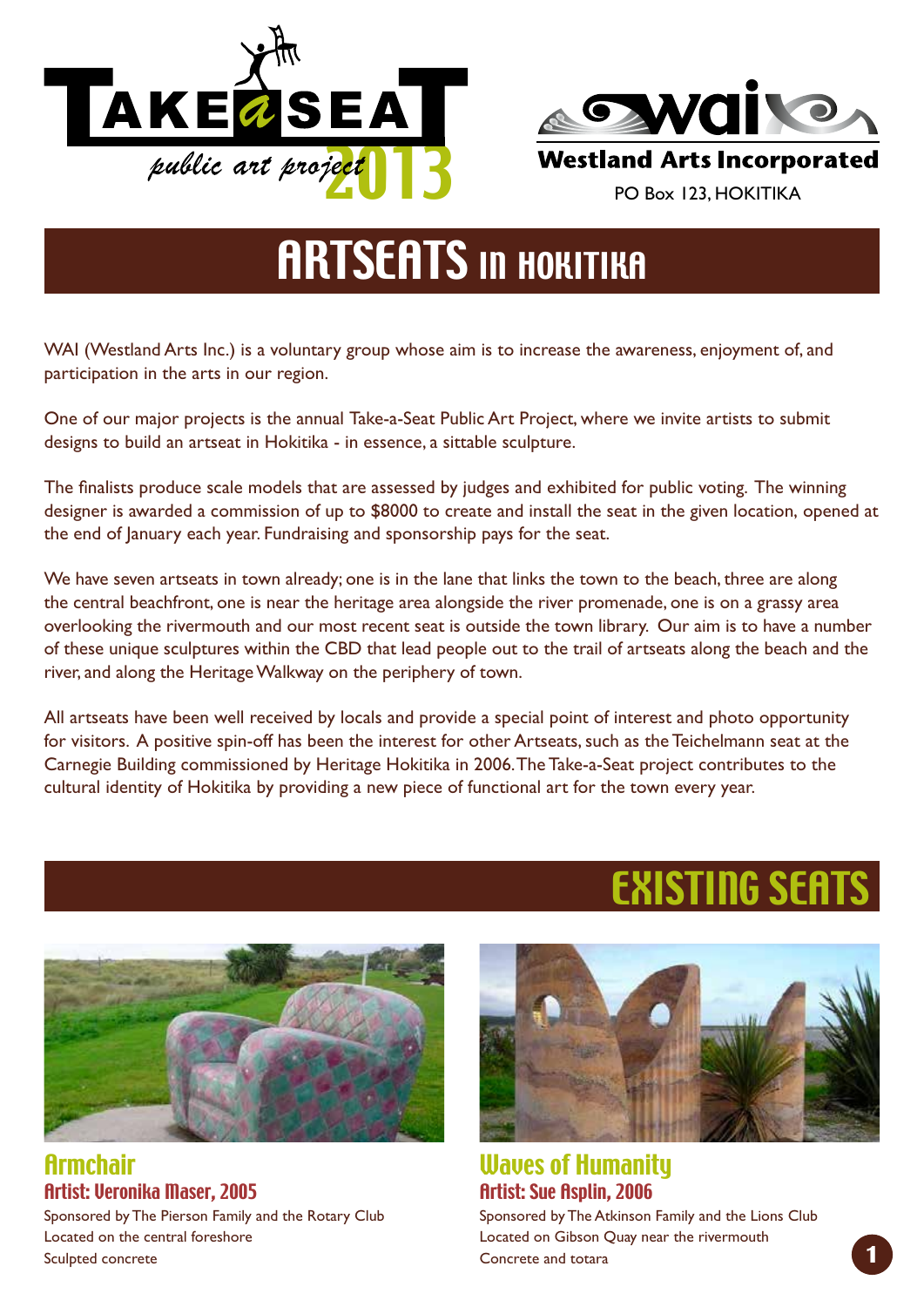Take a Seat public art project 2013

**wai**
**Westland Arts Incorporated**
PO Box 123, HOKITIKA

# ARTSEATS IN HOKITIKA

WAI (Westland Arts Inc.) is a voluntary group whose aim is to increase the awareness, enjoyment of, and participation in the arts in our region.

One of our major projects is the annual Take-a-Seat Public Art Project, where we invite artists to submit designs to build an artseat in Hokitika - in essence, a sittable sculpture.

The finalists produce scale models that are assessed by judges and exhibited for public voting. The winning designer is awarded a commission of up to $8000 to create and install the seat in the given location, opened at the end of January each year. Fundraising and sponsorship pays for the seat.

We have seven artseats in town already; one is in the lane that links the town to the beach, three are along the central beachfront, one is near the heritage area alongside the river promenade, one is on a grassy area overlooking the rivermouth and our most recent seat is outside the town library. Our aim is to have a number of these unique sculptures within the CBD that lead people out to the trail of artseats along the beach and the river, and along the Heritage Walkway on the periphery of town.

All artseats have been well received by locals and provide a special point of interest and photo opportunity for visitors. A positive spin-off has been the interest for other Artseats, such as the Teichelmann seat at the Carnegie Building commissioned by Heritage Hokitika in 2006. The Take-a-Seat project contributes to the cultural identity of Hokitika by providing a new piece of functional art for the town every year.

## EXISTING SEATS

### Armchair

**Artist: Veronika Maser, 2005**

Sponsored by The Pierson Family and the Rotary Club
Located on the central foreshore
Sculpted concrete

### Waves of Humanity

**Artist: Sue Asplin, 2006**

Sponsored by The Atkinson Family and the Lions Club
Located on Gibson Quay near the rivermouth
Concrete and totara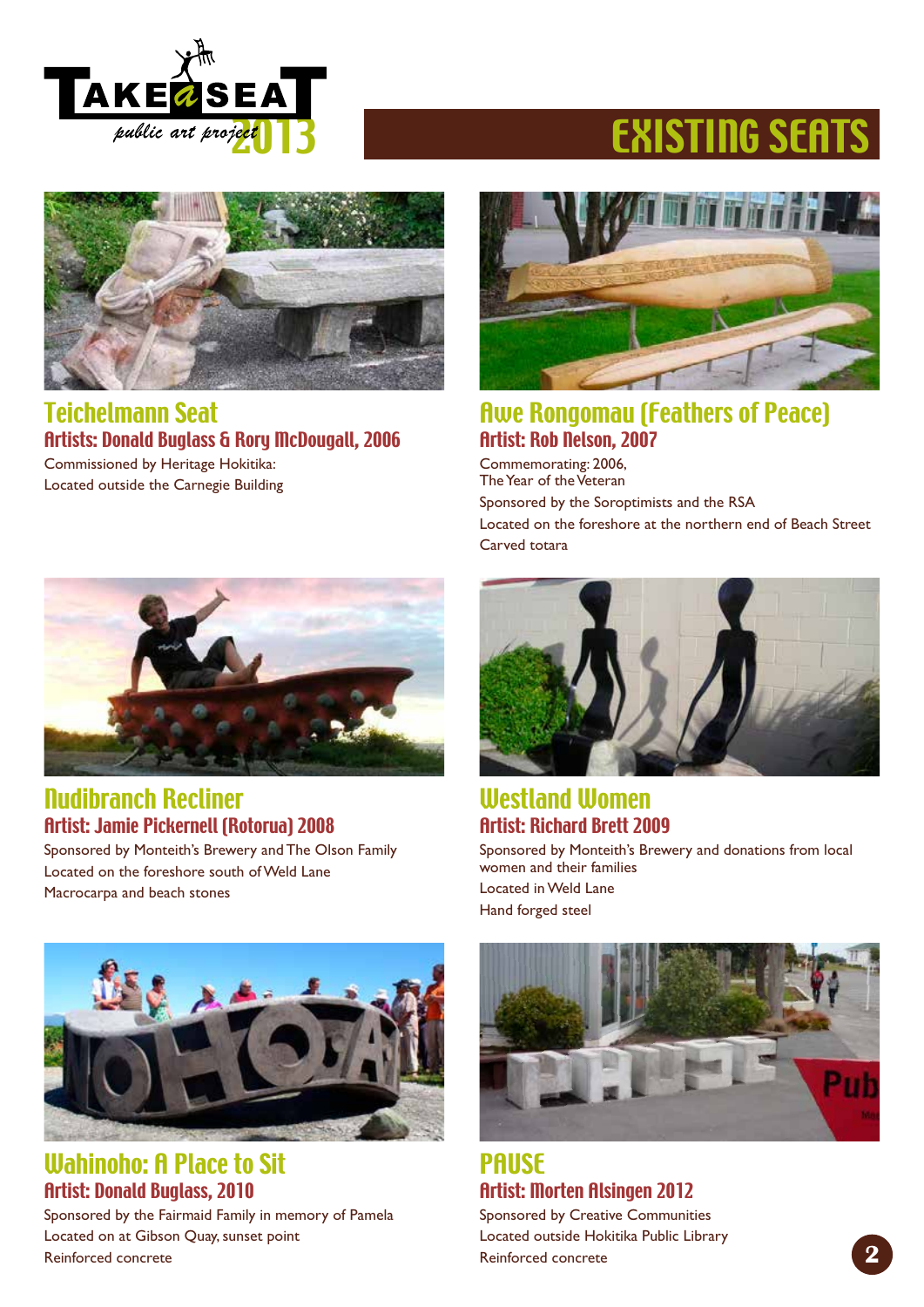# EXISTING SEATS

## Teichelmann Seat

### Artists: Donald Buglass & Rory McDougall, 2006

Commissioned by Heritage Hokitika:
Located outside the Carnegie Building

## Awe Rongomau (Feathers of Peace)

### Artist: Rob Nelson, 2007

Commemorating: 2006,
The Year of the Veteran

Sponsored by the Soroptimists and the RSA

Located on the foreshore at the northern end of Beach Street

Carved totara

## Nudibranch Recliner

### Artist: Jamie Pickernell (Rotorua) 2008

Sponsored by Monteith's Brewery and The Olson Family

Located on the foreshore south of Weld Lane

Macrocarpa and beach stones

## Westland Women

### Artist: Richard Brett 2009

Sponsored by Monteith's Brewery and donations from local women and their families

Located in Weld Lane

Hand forged steel

## Wahinoho: A Place to Sit

### Artist: Donald Buglass, 2010

Sponsored by the Fairmaid Family in memory of Pamela

Located on at Gibson Quay, sunset point

Reinforced concrete

## PAUSE

### Artist: Morten Alsingen 2012

Sponsored by Creative Communities

Located outside Hokitika Public Library

Reinforced concrete